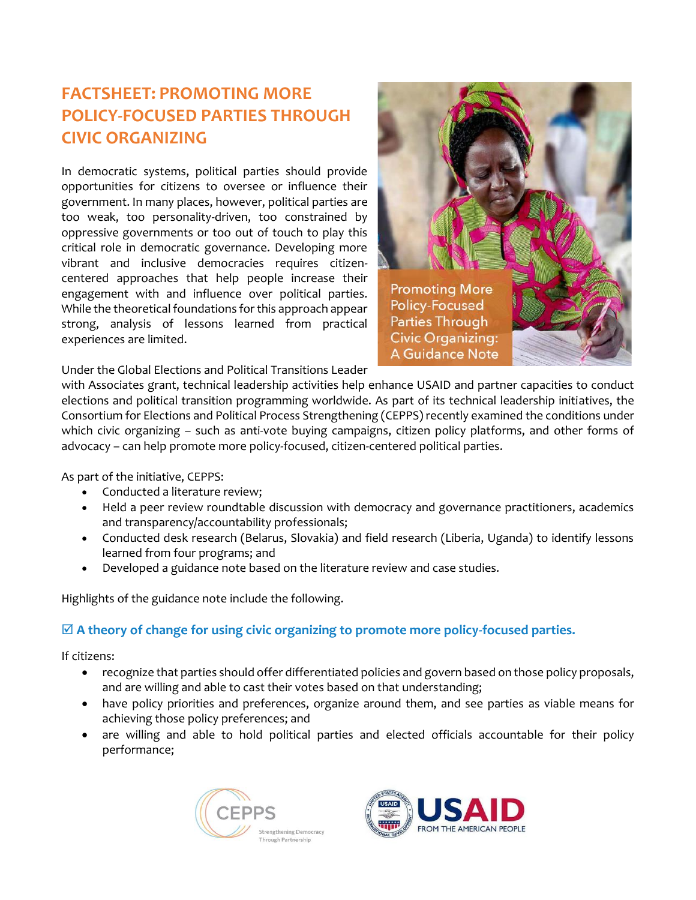# FACTSHEET: PROMOTING MORE POLICY-FOCUSED PARTIES THROUGH CIVIC ORGANIZING

In democratic systems, political parties should provide opportunities for citizens to oversee or influence their government. In many places, however, political parties are too weak, too personality-driven, too constrained by oppressive governments or too out of touch to play this critical role in democratic governance. Developing more vibrant and inclusive democracies requires citizen-centered approaches that help people increase their engagement with and influence over political parties. While the theoretical foundations for this approach appear strong, analysis of lessons learned from practical experiences are limited.

Promoting More Policy-Focused Parties Through Civic Organizing: A Guidance Note

Under the Global Elections and Political Transitions Leader with Associates grant, technical leadership activities help enhance USAID and partner capacities to conduct elections and political transition programming worldwide. As part of its technical leadership initiatives, the Consortium for Elections and Political Process Strengthening (CEPPS) recently examined the conditions under which civic organizing – such as anti-vote buying campaigns, citizen policy platforms, and other forms of advocacy – can help promote more policy-focused, citizen-centered political parties.

As part of the initiative, CEPPS:

- Conducted a literature review;
- Held a peer review roundtable discussion with democracy and governance practitioners, academics and transparency/accountability professionals;
- Conducted desk research (Belarus, Slovakia) and field research (Liberia, Uganda) to identify lessons learned from four programs; and
- Developed a guidance note based on the literature review and case studies.

Highlights of the guidance note include the following.

### ☑ A theory of change for using civic organizing to promote more policy-focused parties.

If citizens:

- recognize that parties should offer differentiated policies and govern based on those policy proposals, and are willing and able to cast their votes based on that understanding;
- have policy priorities and preferences, organize around them, and see parties as viable means for achieving those policy preferences; and
- are willing and able to hold political parties and elected officials accountable for their policy performance;

CEPPS Strengthening Democracy Through Partnership

USAID FROM THE AMERICAN PEOPLE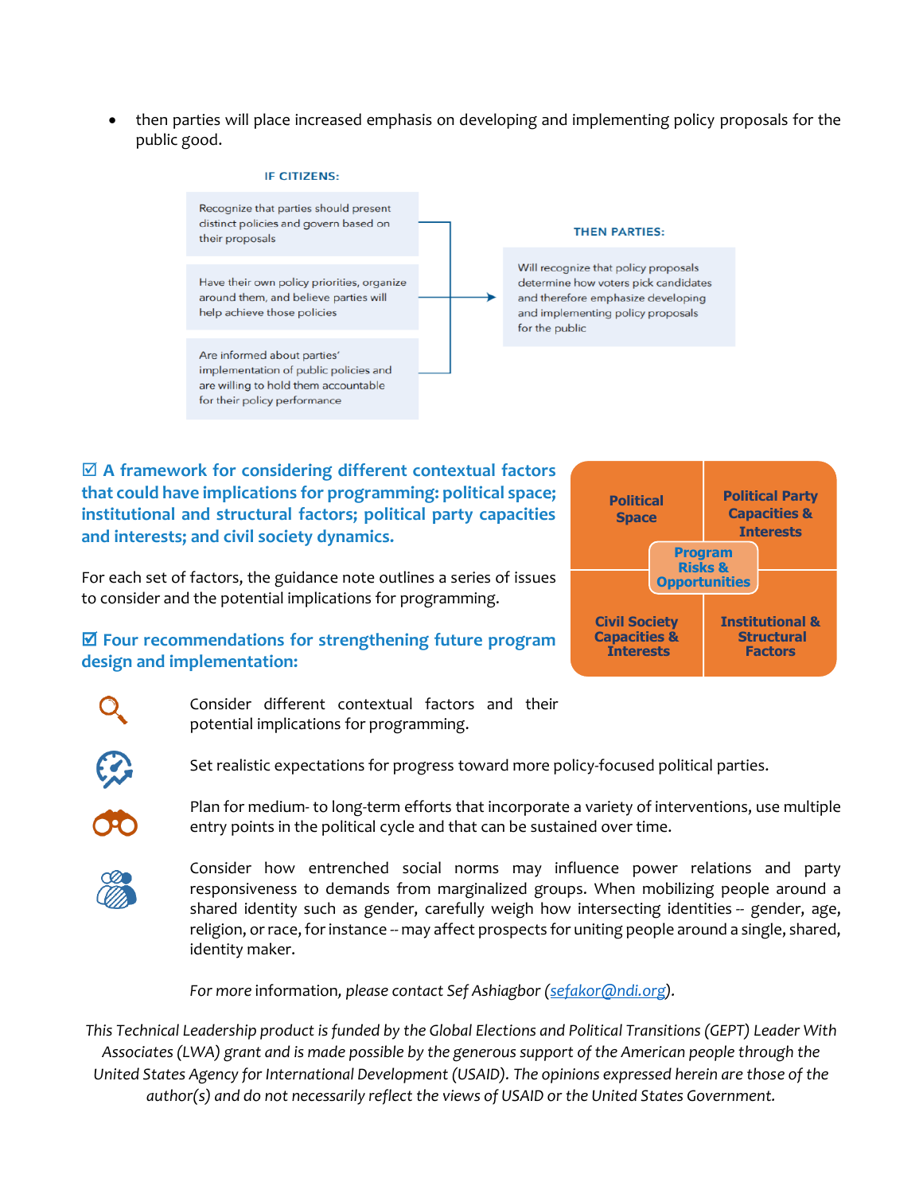- then parties will place increased emphasis on developing and implementing policy proposals for the public good.

IF CITIZENS:

Recognize that parties should present distinct policies and govern based on their proposals

Have their own policy priorities, organize around them, and believe parties will help achieve those policies

Are informed about parties' implementation of public policies and are willing to hold them accountable for their policy performance

THEN PARTIES:

Will recognize that policy proposals determine how voters pick candidates and therefore emphasize developing and implementing policy proposals for the public

### ☑ A framework for considering different contextual factors that could have implications for programming: political space; institutional and structural factors; political party capacities and interests; and civil society dynamics.

Political Space

Political Party Capacities & Interests

Program Risks & Opportunities

Civil Society Capacities & Interests

Institutional & Structural Factors

For each set of factors, the guidance note outlines a series of issues to consider and the potential implications for programming.

### ☑ Four recommendations for strengthening future program design and implementation:

- Consider different contextual factors and their potential implications for programming.
- Set realistic expectations for progress toward more policy-focused political parties.
- Plan for medium- to long-term efforts that incorporate a variety of interventions, use multiple entry points in the political cycle and that can be sustained over time.
- Consider how entrenched social norms may influence power relations and party responsiveness to demands from marginalized groups. When mobilizing people around a shared identity such as gender, carefully weigh how intersecting identities -- gender, age, religion, or race, for instance -- may affect prospects for uniting people around a single, shared, identity maker.

*For more information, please contact Sef Ashiagbor ([sefakor@ndi.org](mailto:sefakor@ndi.org)).*

*This Technical Leadership product is funded by the Global Elections and Political Transitions (GEPT) Leader With Associates (LWA) grant and is made possible by the generous support of the American people through the United States Agency for International Development (USAID). The opinions expressed herein are those of the author(s) and do not necessarily reflect the views of USAID or the United States Government.*